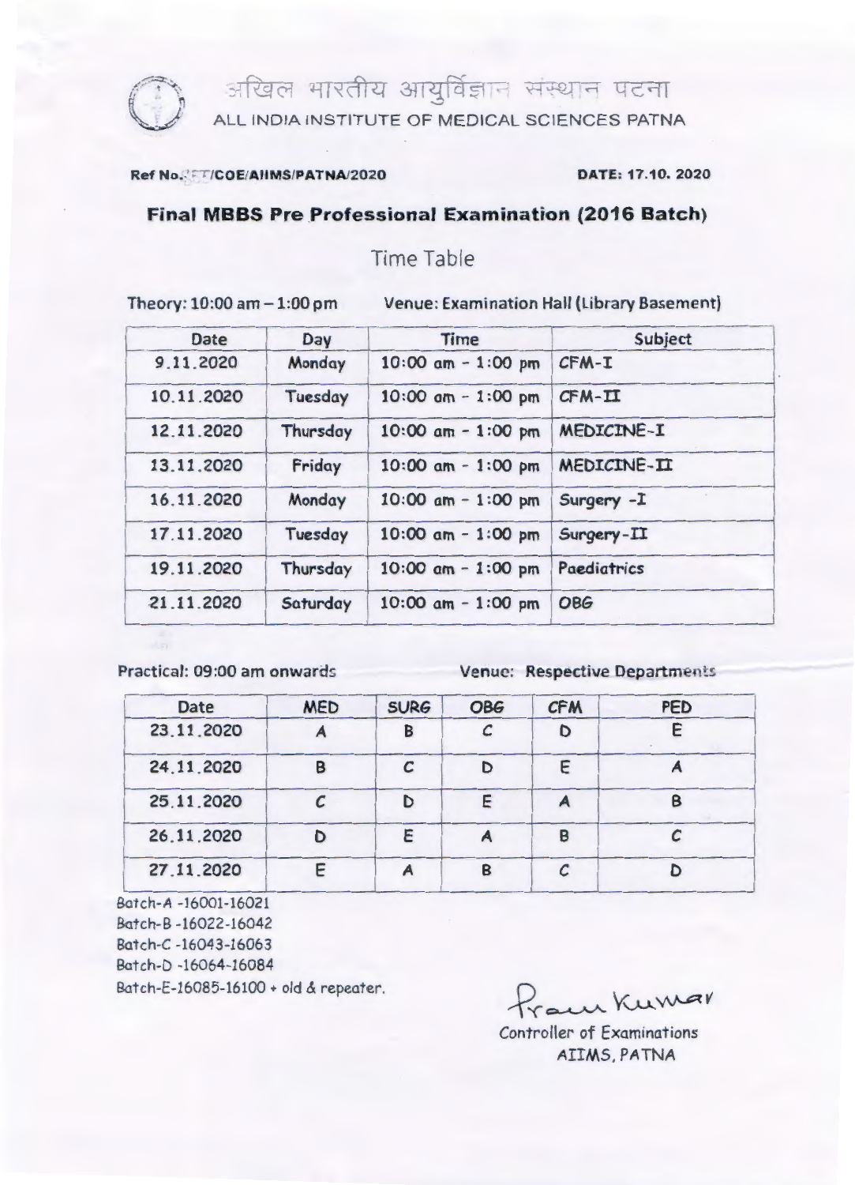# अखिल भारतीय आयुर्विज्ञान संस्थान पटना

## ALL INDIA INSTITUTE OF MEDICAL SCIENCES PATNA

**Ref No. ET/COE/AIIMS/PATNA/2020** **DATE: 17.10. 2020**

### Final MBBS Pre Professional Examination (2016 Batch)

Time Table

Theory: 10:00 am – 1:00 pm Venue: Examination Hall (Library Basement)

| Date | Day | Time | Subject |
|---|---|---|---|
| 9.11.2020 | Monday | 10:00 am - 1:00 pm | CFM-I |
| 10.11.2020 | Tuesday | 10:00 am - 1:00 pm | CFM-II |
| 12.11.2020 | Thursday | 10:00 am - 1:00 pm | MEDICINE-I |
| 13.11.2020 | Friday | 10:00 am - 1:00 pm | MEDICINE-II |
| 16.11.2020 | Monday | 10:00 am - 1:00 pm | Surgery -I |
| 17.11.2020 | Tuesday | 10:00 am - 1:00 pm | Surgery-II |
| 19.11.2020 | Thursday | 10:00 am - 1:00 pm | Paediatrics |
| 21.11.2020 | Saturday | 10:00 am - 1:00 pm | OBG |

Practical: 09:00 am onwards Venue: Respective Departments

| Date | MED | SURG | OBG | CFM | PED |
|---|---|---|---|---|---|
| 23.11.2020 | A | B | C | D | E |
| 24.11.2020 | B | C | D | E | A |
| 25.11.2020 | C | D | E | A | B |
| 26.11.2020 | D | E | A | B | C |
| 27.11.2020 | E | A | B | C | D |

Batch-A -16001-16021
Batch-B -16022-16042
Batch-C -16043-16063
Batch-D -16064-16084
Batch-E-16085-16100 + old & repeater.

Prem Kumar

Controller of Examinations
AIIMS, PATNA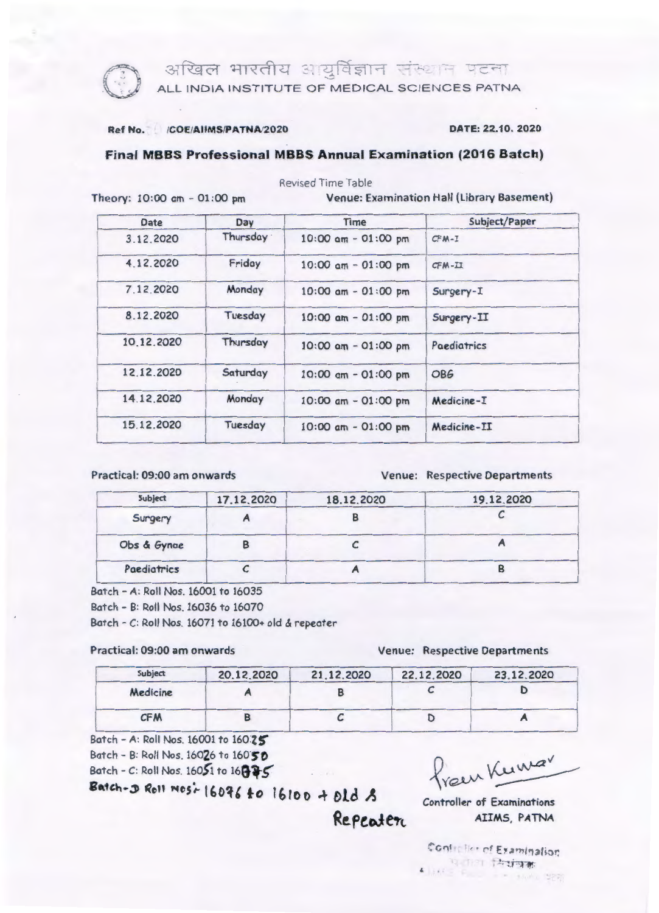अखिल भारतीय आयुर्विज्ञान संस्थान पटना
ALL INDIA INSTITUTE OF MEDICAL SCIENCES PATNA

**Ref No. /COE/AIIMS/PATNA/2020** **DATE: 22.10. 2020**

## Final MBBS Professional MBBS Annual Examination (2016 Batch)

Revised Time Table

**Theory: 10:00 am - 01:00 pm** **Venue: Examination Hall (Library Basement)**

| Date | Day | Time | Subject/Paper |
|---|---|---|---|
| 3.12.2020 | Thursday | 10:00 am - 01:00 pm | CFM-I |
| 4.12.2020 | Friday | 10:00 am - 01:00 pm | CFM-II |
| 7.12.2020 | Monday | 10:00 am - 01:00 pm | Surgery-I |
| 8.12.2020 | Tuesday | 10:00 am - 01:00 pm | Surgery-II |
| 10.12.2020 | Thursday | 10:00 am - 01:00 pm | Paediatrics |
| 12.12.2020 | Saturday | 10:00 am - 01:00 pm | OBG |
| 14.12.2020 | Monday | 10:00 am - 01:00 pm | Medicine-I |
| 15.12.2020 | Tuesday | 10:00 am - 01:00 pm | Medicine-II |

**Practical: 09:00 am onwards** **Venue: Respective Departments**

| Subject | 17.12.2020 | 18.12.2020 | 19.12.2020 |
|---|---|---|---|
| Surgery | A | B | C |
| Obs & Gynae | B | C | A |
| Paediatrics | C | A | B |

Batch - A: Roll Nos. 16001 to 16035

Batch - B: Roll Nos. 16036 to 16070

Batch - C: Roll Nos. 16071 to 16100+ old & repeater

**Practical: 09:00 am onwards** **Venue: Respective Departments**

| Subject | 20.12.2020 | 21.12.2020 | 22.12.2020 | 23.12.2020 |
|---|---|---|---|---|
| Medicine | A | B | C | D |
| CFM | B | C | D | A |

Batch - A: Roll Nos. 16001 to 16025

Batch - B: Roll Nos. 16026 to 16050

Batch - C: Roll Nos. 16051 to 16075

Batch-D Roll Nos:- 16076 to 16100 + old & Repeater

Prem Kumar

Controller of Examinations
AIIMS, PATNA

Controller of Examination
परीक्षा नियंत्रक
AIIMS Patna / एम्स पटना